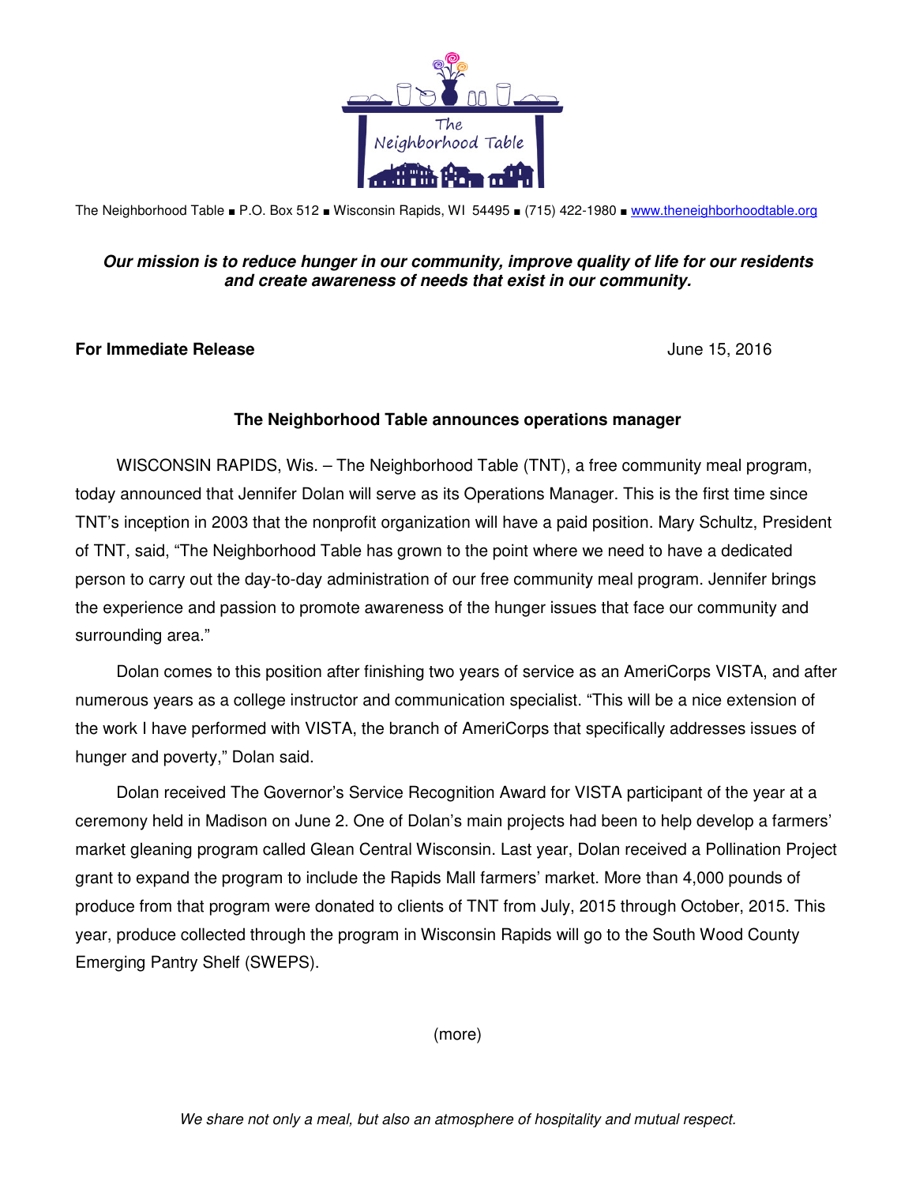The Neighborhood Table ■ P.O. Box 512 ■ Wisconsin Rapids, WI 54495 ■ (715) 422-1980 ■ www.theneighborhoodtable.org

***Our mission is to reduce hunger in our community, improve quality of life for our residents and create awareness of needs that exist in our community.***

**For Immediate Release** June 15, 2016

**The Neighborhood Table announces operations manager**

WISCONSIN RAPIDS, Wis. – The Neighborhood Table (TNT), a free community meal program, today announced that Jennifer Dolan will serve as its Operations Manager. This is the first time since TNT's inception in 2003 that the nonprofit organization will have a paid position. Mary Schultz, President of TNT, said, "The Neighborhood Table has grown to the point where we need to have a dedicated person to carry out the day-to-day administration of our free community meal program. Jennifer brings the experience and passion to promote awareness of the hunger issues that face our community and surrounding area."

Dolan comes to this position after finishing two years of service as an AmeriCorps VISTA, and after numerous years as a college instructor and communication specialist. "This will be a nice extension of the work I have performed with VISTA, the branch of AmeriCorps that specifically addresses issues of hunger and poverty," Dolan said.

Dolan received The Governor's Service Recognition Award for VISTA participant of the year at a ceremony held in Madison on June 2. One of Dolan's main projects had been to help develop a farmers' market gleaning program called Glean Central Wisconsin. Last year, Dolan received a Pollination Project grant to expand the program to include the Rapids Mall farmers' market. More than 4,000 pounds of produce from that program were donated to clients of TNT from July, 2015 through October, 2015. This year, produce collected through the program in Wisconsin Rapids will go to the South Wood County Emerging Pantry Shelf (SWEPS).

(more)

*We share not only a meal, but also an atmosphere of hospitality and mutual respect.*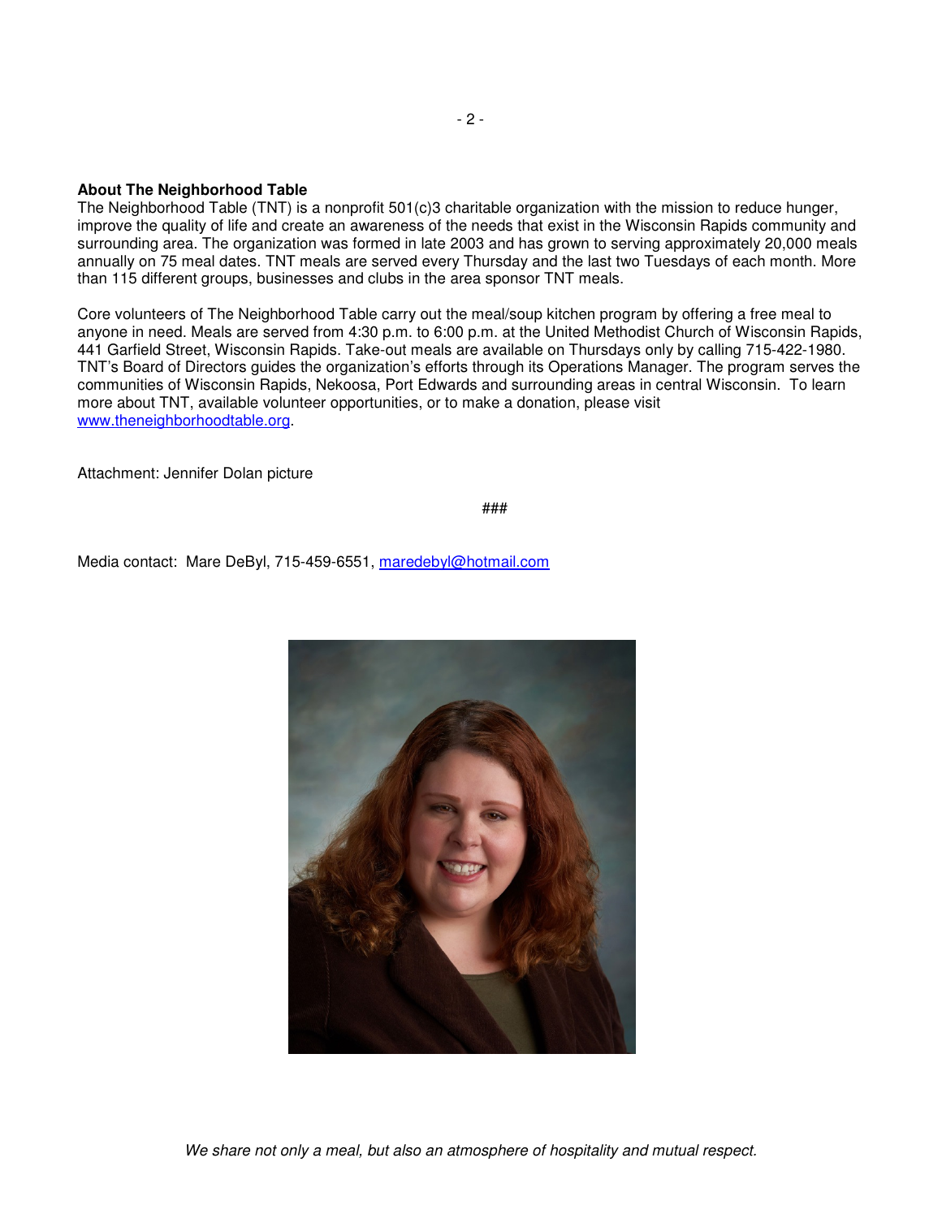**About The Neighborhood Table**

The Neighborhood Table (TNT) is a nonprofit 501(c)3 charitable organization with the mission to reduce hunger, improve the quality of life and create an awareness of the needs that exist in the Wisconsin Rapids community and surrounding area. The organization was formed in late 2003 and has grown to serving approximately 20,000 meals annually on 75 meal dates. TNT meals are served every Thursday and the last two Tuesdays of each month. More than 115 different groups, businesses and clubs in the area sponsor TNT meals.

Core volunteers of The Neighborhood Table carry out the meal/soup kitchen program by offering a free meal to anyone in need. Meals are served from 4:30 p.m. to 6:00 p.m. at the United Methodist Church of Wisconsin Rapids, 441 Garfield Street, Wisconsin Rapids. Take-out meals are available on Thursdays only by calling 715-422-1980. TNT's Board of Directors guides the organization's efforts through its Operations Manager. The program serves the communities of Wisconsin Rapids, Nekoosa, Port Edwards and surrounding areas in central Wisconsin. To learn more about TNT, available volunteer opportunities, or to make a donation, please visit www.theneighborhoodtable.org.

Attachment: Jennifer Dolan picture

###

Media contact: Mare DeByl, 715-459-6551, maredebyl@hotmail.com

*We share not only a meal, but also an atmosphere of hospitality and mutual respect.*